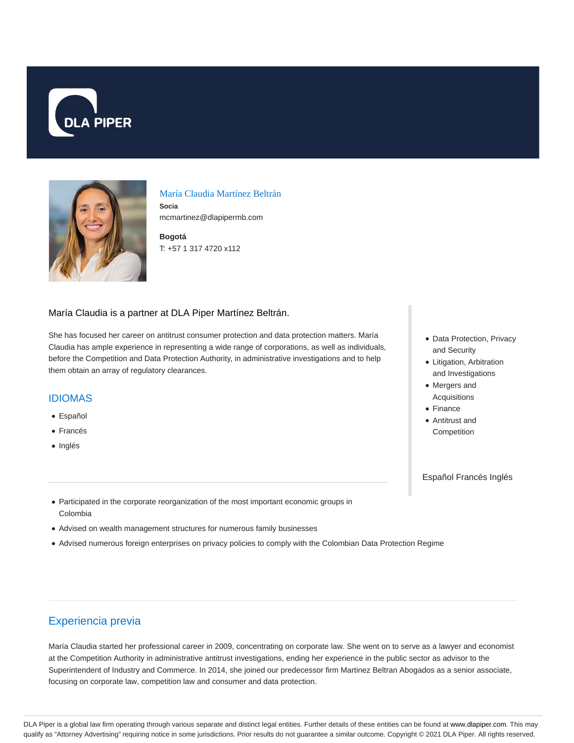DLA PIPER

María Claudia Martínez Beltrán

**Socia**

mcmartinez@dlapipermb.com

**Bogotá**

T: +57 1 317 4720 x112

María Claudia is a partner at DLA Piper Martínez Beltrán.

She has focused her career on antitrust consumer protection and data protection matters. María Claudia has ample experience in representing a wide range of corporations, as well as individuals, before the Competition and Data Protection Authority, in administrative investigations and to help them obtain an array of regulatory clearances.

## IDIOMAS

- Español
- Francés
- Inglés

- Data Protection, Privacy and Security
- Litigation, Arbitration and Investigations
- Mergers and Acquisitions
- Finance
- Antitrust and Competition

Español Francés Inglés

- Participated in the corporate reorganization of the most important economic groups in Colombia
- Advised on wealth management structures for numerous family businesses
- Advised numerous foreign enterprises on privacy policies to comply with the Colombian Data Protection Regime

## Experiencia previa

María Claudia started her professional career in 2009, concentrating on corporate law. She went on to serve as a lawyer and economist at the Competition Authority in administrative antitrust investigations, ending her experience in the public sector as advisor to the Superintendent of Industry and Commerce. In 2014, she joined our predecessor firm Martinez Beltran Abogados as a senior associate, focusing on corporate law, competition law and consumer and data protection.

DLA Piper is a global law firm operating through various separate and distinct legal entities. Further details of these entities can be found at www.dlapiper.com. This may qualify as "Attorney Advertising" requiring notice in some jurisdictions. Prior results do not guarantee a similar outcome. Copyright © 2021 DLA Piper. All rights reserved.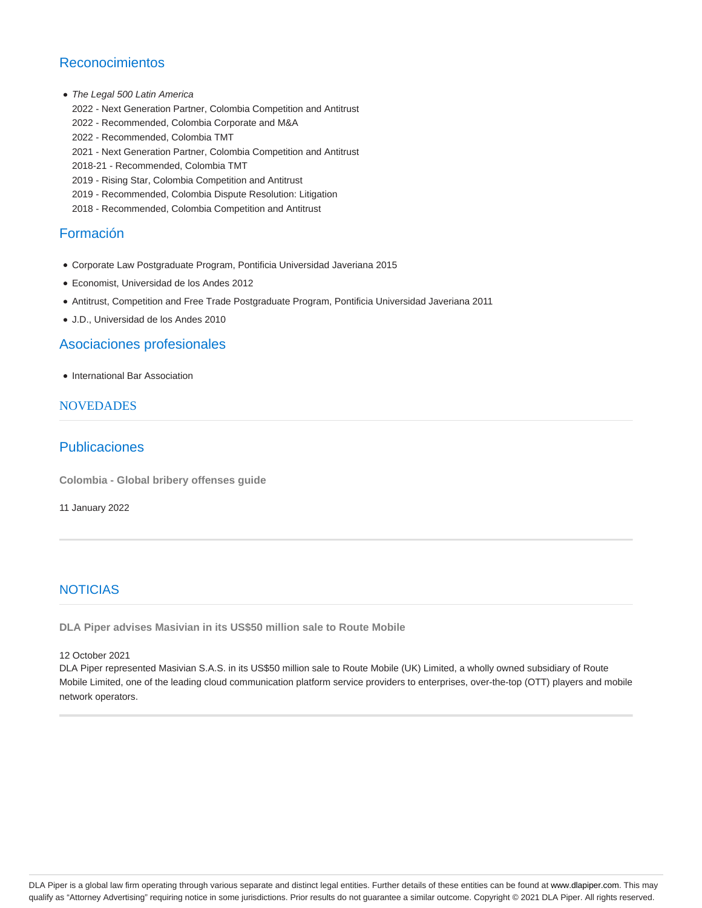## Reconocimientos

- *The Legal 500 Latin America*
  2022 - Next Generation Partner, Colombia Competition and Antitrust
  2022 - Recommended, Colombia Corporate and M&A
  2022 - Recommended, Colombia TMT
  2021 - Next Generation Partner, Colombia Competition and Antitrust
  2018-21 - Recommended, Colombia TMT
  2019 - Rising Star, Colombia Competition and Antitrust
  2019 - Recommended, Colombia Dispute Resolution: Litigation
  2018 - Recommended, Colombia Competition and Antitrust

## Formación

- Corporate Law Postgraduate Program, Pontificia Universidad Javeriana 2015
- Economist, Universidad de los Andes 2012
- Antitrust, Competition and Free Trade Postgraduate Program, Pontificia Universidad Javeriana 2011
- J.D., Universidad de los Andes 2010

## Asociaciones profesionales

- International Bar Association

## NOVEDADES

## Publicaciones

**Colombia - Global bribery offenses guide**

11 January 2022

## NOTICIAS

**DLA Piper advises Masivian in its US$50 million sale to Route Mobile**

12 October 2021
DLA Piper represented Masivian S.A.S. in its US$50 million sale to Route Mobile (UK) Limited, a wholly owned subsidiary of Route Mobile Limited, one of the leading cloud communication platform service providers to enterprises, over-the-top (OTT) players and mobile network operators.

DLA Piper is a global law firm operating through various separate and distinct legal entities. Further details of these entities can be found at www.dlapiper.com. This may qualify as "Attorney Advertising" requiring notice in some jurisdictions. Prior results do not guarantee a similar outcome. Copyright © 2021 DLA Piper. All rights reserved.